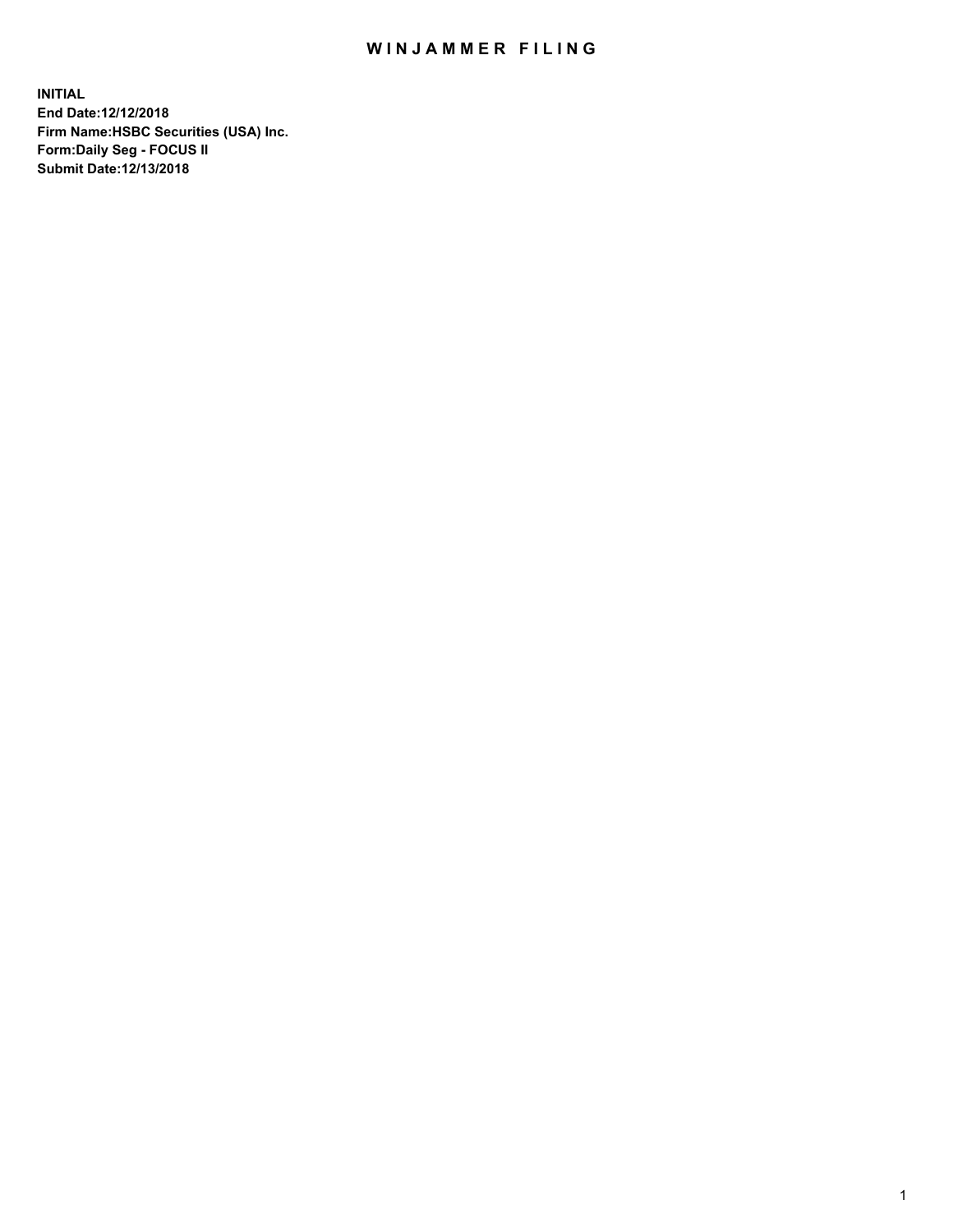# WINJAMMER FILING

**INITIAL**
**End Date:12/12/2018**
**Firm Name:HSBC Securities (USA) Inc.**
**Form:Daily Seg - FOCUS II**
**Submit Date:12/13/2018**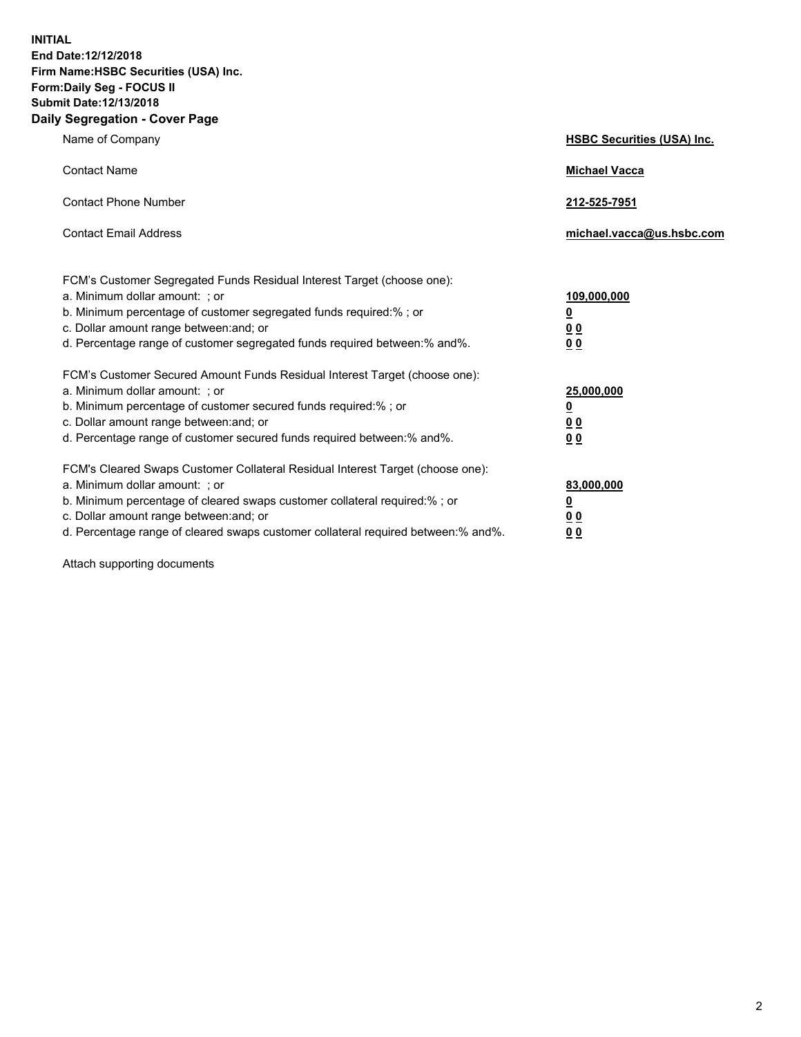**INITIAL**
**End Date:12/12/2018**
**Firm Name:HSBC Securities (USA) Inc.**
**Form:Daily Seg - FOCUS II**
**Submit Date:12/13/2018**

## Daily Segregation - Cover Page

| | |
|---|---|
| Name of Company | **HSBC Securities (USA) Inc.** |
| Contact Name | **Michael Vacca** |
| Contact Phone Number | **212-525-7951** |
| Contact Email Address | **michael.vacca@us.hsbc.com** |

| | |
|---|---|
| FCM's Customer Segregated Funds Residual Interest Target (choose one): | |
| a. Minimum dollar amount: ; or | **109,000,000** |
| b. Minimum percentage of customer segregated funds required:% ; or | **0** |
| c. Dollar amount range between:and; or | **0 0** |
| d. Percentage range of customer segregated funds required between:% and%. | **0 0** |
| FCM's Customer Secured Amount Funds Residual Interest Target (choose one): | |
| a. Minimum dollar amount: ; or | **25,000,000** |
| b. Minimum percentage of customer secured funds required:% ; or | **0** |
| c. Dollar amount range between:and; or | **0 0** |
| d. Percentage range of customer secured funds required between:% and%. | **0 0** |
| FCM's Cleared Swaps Customer Collateral Residual Interest Target (choose one): | |
| a. Minimum dollar amount: ; or | **83,000,000** |
| b. Minimum percentage of cleared swaps customer collateral required:% ; or | **0** |
| c. Dollar amount range between:and; or | **0 0** |
| d. Percentage range of cleared swaps customer collateral required between:% and%. | **0 0** |

Attach supporting documents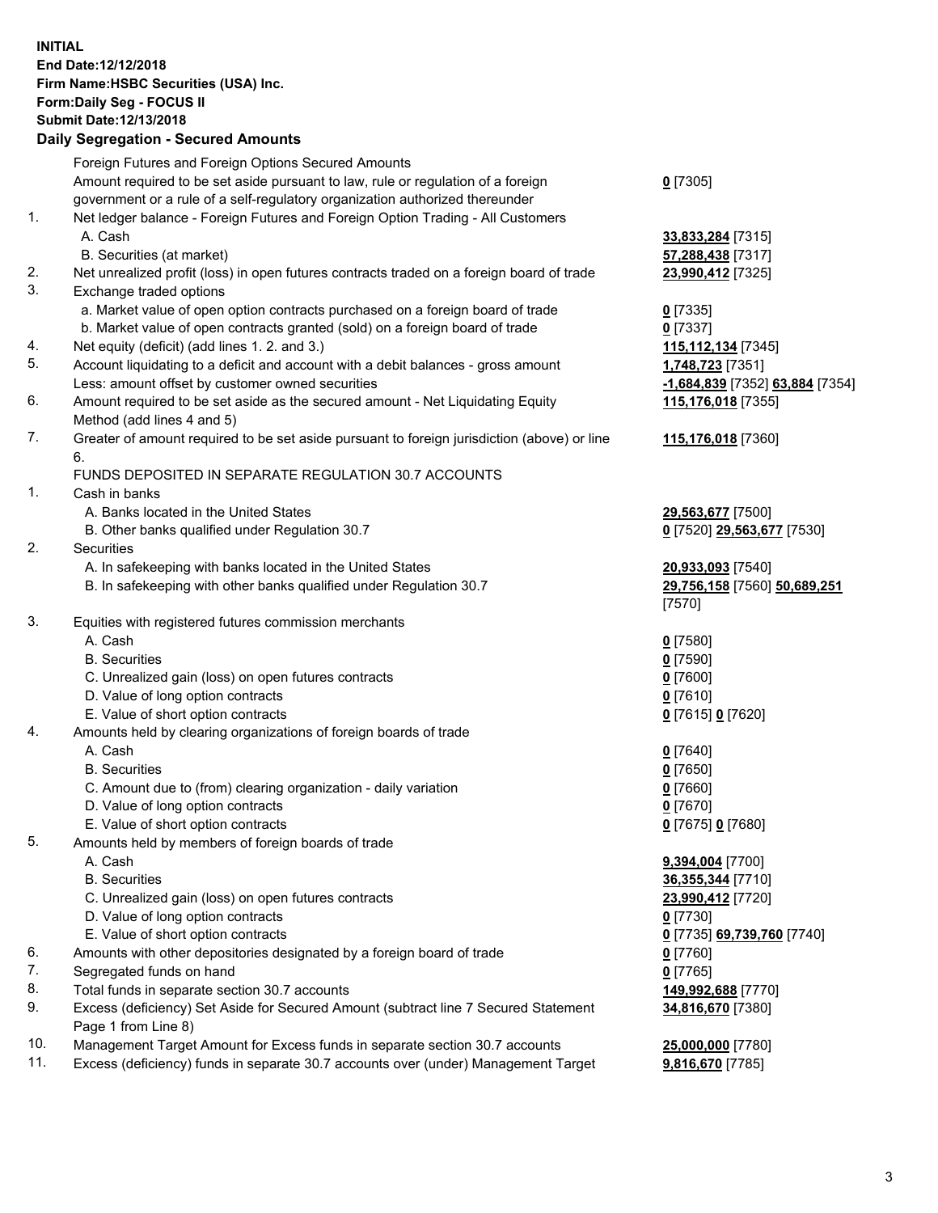**INITIAL**
**End Date:12/12/2018**
**Firm Name:HSBC Securities (USA) Inc.**
**Form:Daily Seg - FOCUS II**
**Submit Date:12/13/2018**

### Daily Segregation - Secured Amounts

| | | |
|---|---|---|
| | Foreign Futures and Foreign Options Secured Amounts | |
| | Amount required to be set aside pursuant to law, rule or regulation of a foreign government or a rule of a self-regulatory organization authorized thereunder | **0** [7305] |
| 1. | Net ledger balance - Foreign Futures and Foreign Option Trading - All Customers | |
| | A. Cash | **33,833,284** [7315] |
| | B. Securities (at market) | **57,288,438** [7317] |
| 2. | Net unrealized profit (loss) in open futures contracts traded on a foreign board of trade | **23,990,412** [7325] |
| 3. | Exchange traded options | |
| | a. Market value of open option contracts purchased on a foreign board of trade | **0** [7335] |
| | b. Market value of open contracts granted (sold) on a foreign board of trade | **0** [7337] |
| 4. | Net equity (deficit) (add lines 1. 2. and 3.) | **115,112,134** [7345] |
| 5. | Account liquidating to a deficit and account with a debit balances - gross amount | **1,748,723** [7351] |
| | Less: amount offset by customer owned securities | **-1,684,839** [7352] **63,884** [7354] |
| 6. | Amount required to be set aside as the secured amount - Net Liquidating Equity Method (add lines 4 and 5) | **115,176,018** [7355] |
| 7. | Greater of amount required to be set aside pursuant to foreign jurisdiction (above) or line 6. | **115,176,018** [7360] |
| | FUNDS DEPOSITED IN SEPARATE REGULATION 30.7 ACCOUNTS | |
| 1. | Cash in banks | |
| | A. Banks located in the United States | **29,563,677** [7500] |
| | B. Other banks qualified under Regulation 30.7 | **0** [7520] **29,563,677** [7530] |
| 2. | Securities | |
| | A. In safekeeping with banks located in the United States | **20,933,093** [7540] |
| | B. In safekeeping with other banks qualified under Regulation 30.7 | **29,756,158** [7560] **50,689,251** [7570] |
| 3. | Equities with registered futures commission merchants | |
| | A. Cash | **0** [7580] |
| | B. Securities | **0** [7590] |
| | C. Unrealized gain (loss) on open futures contracts | **0** [7600] |
| | D. Value of long option contracts | **0** [7610] |
| | E. Value of short option contracts | **0** [7615] **0** [7620] |
| 4. | Amounts held by clearing organizations of foreign boards of trade | |
| | A. Cash | **0** [7640] |
| | B. Securities | **0** [7650] |
| | C. Amount due to (from) clearing organization - daily variation | **0** [7660] |
| | D. Value of long option contracts | **0** [7670] |
| | E. Value of short option contracts | **0** [7675] **0** [7680] |
| 5. | Amounts held by members of foreign boards of trade | |
| | A. Cash | **9,394,004** [7700] |
| | B. Securities | **36,355,344** [7710] |
| | C. Unrealized gain (loss) on open futures contracts | **23,990,412** [7720] |
| | D. Value of long option contracts | **0** [7730] |
| | E. Value of short option contracts | **0** [7735] **69,739,760** [7740] |
| 6. | Amounts with other depositories designated by a foreign board of trade | **0** [7760] |
| 7. | Segregated funds on hand | **0** [7765] |
| 8. | Total funds in separate section 30.7 accounts | **149,992,688** [7770] |
| 9. | Excess (deficiency) Set Aside for Secured Amount (subtract line 7 Secured Statement Page 1 from Line 8) | **34,816,670** [7380] |
| 10. | Management Target Amount for Excess funds in separate section 30.7 accounts | **25,000,000** [7780] |
| 11. | Excess (deficiency) funds in separate 30.7 accounts over (under) Management Target | **9,816,670** [7785] |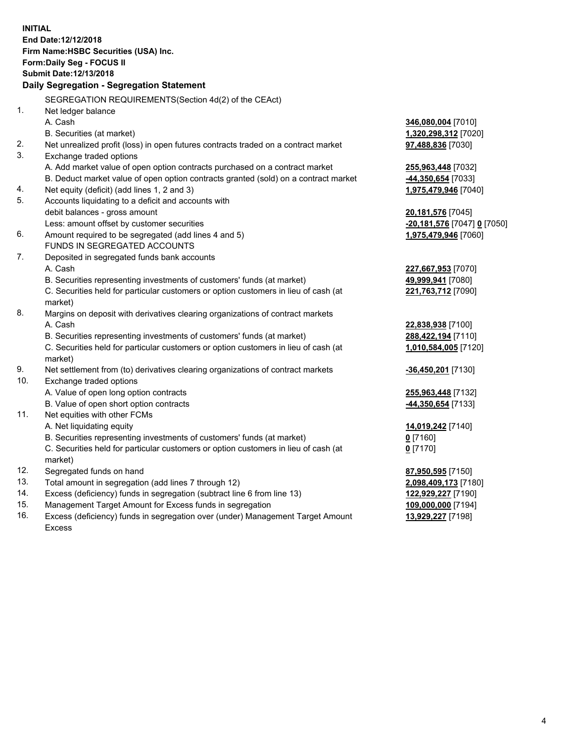**INITIAL**
**End Date:12/12/2018**
**Firm Name:HSBC Securities (USA) Inc.**
**Form:Daily Seg - FOCUS II**
**Submit Date:12/13/2018**

## Daily Segregation - Segregation Statement

| | | |
|---|---|---|
| | SEGREGATION REQUIREMENTS(Section 4d(2) of the CEAct) | |
| 1. | Net ledger balance | |
| | A. Cash | **346,080,004** [7010] |
| | B. Securities (at market) | **1,320,298,312** [7020] |
| 2. | Net unrealized profit (loss) in open futures contracts traded on a contract market | **97,488,836** [7030] |
| 3. | Exchange traded options | |
| | A. Add market value of open option contracts purchased on a contract market | **255,963,448** [7032] |
| | B. Deduct market value of open option contracts granted (sold) on a contract market | **-44,350,654** [7033] |
| 4. | Net equity (deficit) (add lines 1, 2 and 3) | **1,975,479,946** [7040] |
| 5. | Accounts liquidating to a deficit and accounts with debit balances - gross amount | **20,181,576** [7045] |
| | Less: amount offset by customer securities | **-20,181,576** [7047] **0** [7050] |
| 6. | Amount required to be segregated (add lines 4 and 5) | **1,975,479,946** [7060] |
| | FUNDS IN SEGREGATED ACCOUNTS | |
| 7. | Deposited in segregated funds bank accounts | |
| | A. Cash | **227,667,953** [7070] |
| | B. Securities representing investments of customers' funds (at market) | **49,999,941** [7080] |
| | C. Securities held for particular customers or option customers in lieu of cash (at market) | **221,763,712** [7090] |
| 8. | Margins on deposit with derivatives clearing organizations of contract markets | |
| | A. Cash | **22,838,938** [7100] |
| | B. Securities representing investments of customers' funds (at market) | **288,422,194** [7110] |
| | C. Securities held for particular customers or option customers in lieu of cash (at market) | **1,010,584,005** [7120] |
| 9. | Net settlement from (to) derivatives clearing organizations of contract markets | **-36,450,201** [7130] |
| 10. | Exchange traded options | |
| | A. Value of open long option contracts | **255,963,448** [7132] |
| | B. Value of open short option contracts | **-44,350,654** [7133] |
| 11. | Net equities with other FCMs | |
| | A. Net liquidating equity | **14,019,242** [7140] |
| | B. Securities representing investments of customers' funds (at market) | **0** [7160] |
| | C. Securities held for particular customers or option customers in lieu of cash (at market) | **0** [7170] |
| 12. | Segregated funds on hand | **87,950,595** [7150] |
| 13. | Total amount in segregation (add lines 7 through 12) | **2,098,409,173** [7180] |
| 14. | Excess (deficiency) funds in segregation (subtract line 6 from line 13) | **122,929,227** [7190] |
| 15. | Management Target Amount for Excess funds in segregation | **109,000,000** [7194] |
| 16. | Excess (deficiency) funds in segregation over (under) Management Target Amount Excess | **13,929,227** [7198] |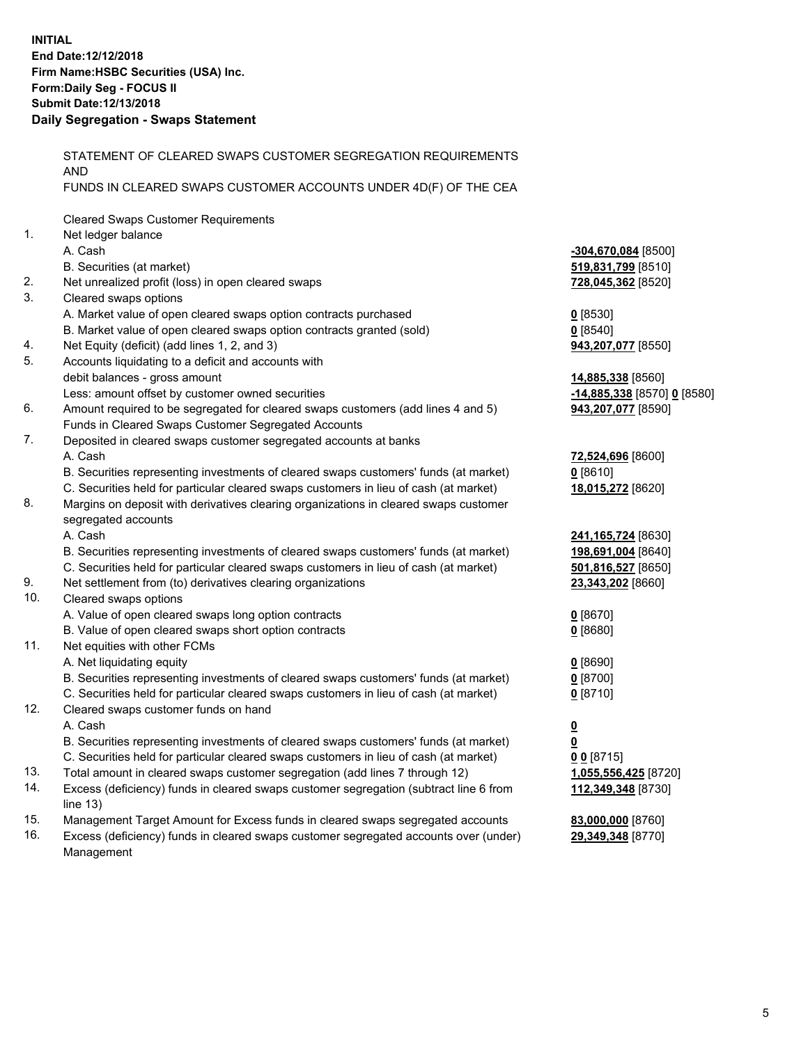**INITIAL**
**End Date:12/12/2018**
**Firm Name:HSBC Securities (USA) Inc.**
**Form:Daily Seg - FOCUS II**
**Submit Date:12/13/2018**
**Daily Segregation - Swaps Statement**

STATEMENT OF CLEARED SWAPS CUSTOMER SEGREGATION REQUIREMENTS AND FUNDS IN CLEARED SWAPS CUSTOMER ACCOUNTS UNDER 4D(F) OF THE CEA

| | | |
|---|---|---|
| | Cleared Swaps Customer Requirements | |
| 1. | Net ledger balance | |
| | A. Cash | **-304,670,084** [8500] |
| | B. Securities (at market) | **519,831,799** [8510] |
| 2. | Net unrealized profit (loss) in open cleared swaps | **728,045,362** [8520] |
| 3. | Cleared swaps options | |
| | A. Market value of open cleared swaps option contracts purchased | **0** [8530] |
| | B. Market value of open cleared swaps option contracts granted (sold) | **0** [8540] |
| 4. | Net Equity (deficit) (add lines 1, 2, and 3) | **943,207,077** [8550] |
| 5. | Accounts liquidating to a deficit and accounts with debit balances - gross amount | **14,885,338** [8560] |
| | Less: amount offset by customer owned securities | **-14,885,338** [8570] **0** [8580] |
| 6. | Amount required to be segregated for cleared swaps customers (add lines 4 and 5) | **943,207,077** [8590] |
| | Funds in Cleared Swaps Customer Segregated Accounts | |
| 7. | Deposited in cleared swaps customer segregated accounts at banks | |
| | A. Cash | **72,524,696** [8600] |
| | B. Securities representing investments of cleared swaps customers' funds (at market) | **0** [8610] |
| | C. Securities held for particular cleared swaps customers in lieu of cash (at market) | **18,015,272** [8620] |
| 8. | Margins on deposit with derivatives clearing organizations in cleared swaps customer segregated accounts | |
| | A. Cash | **241,165,724** [8630] |
| | B. Securities representing investments of cleared swaps customers' funds (at market) | **198,691,004** [8640] |
| | C. Securities held for particular cleared swaps customers in lieu of cash (at market) | **501,816,527** [8650] |
| 9. | Net settlement from (to) derivatives clearing organizations | **23,343,202** [8660] |
| 10. | Cleared swaps options | |
| | A. Value of open cleared swaps long option contracts | **0** [8670] |
| | B. Value of open cleared swaps short option contracts | **0** [8680] |
| 11. | Net equities with other FCMs | |
| | A. Net liquidating equity | **0** [8690] |
| | B. Securities representing investments of cleared swaps customers' funds (at market) | **0** [8700] |
| | C. Securities held for particular cleared swaps customers in lieu of cash (at market) | **0** [8710] |
| 12. | Cleared swaps customer funds on hand | |
| | A. Cash | **0** |
| | B. Securities representing investments of cleared swaps customers' funds (at market) | **0** |
| | C. Securities held for particular cleared swaps customers in lieu of cash (at market) | **0** **0** [8715] |
| 13. | Total amount in cleared swaps customer segregation (add lines 7 through 12) | **1,055,556,425** [8720] |
| 14. | Excess (deficiency) funds in cleared swaps customer segregation (subtract line 6 from line 13) | **112,349,348** [8730] |
| 15. | Management Target Amount for Excess funds in cleared swaps segregated accounts | **83,000,000** [8760] |
| 16. | Excess (deficiency) funds in cleared swaps customer segregated accounts over (under) Management | **29,349,348** [8770] |